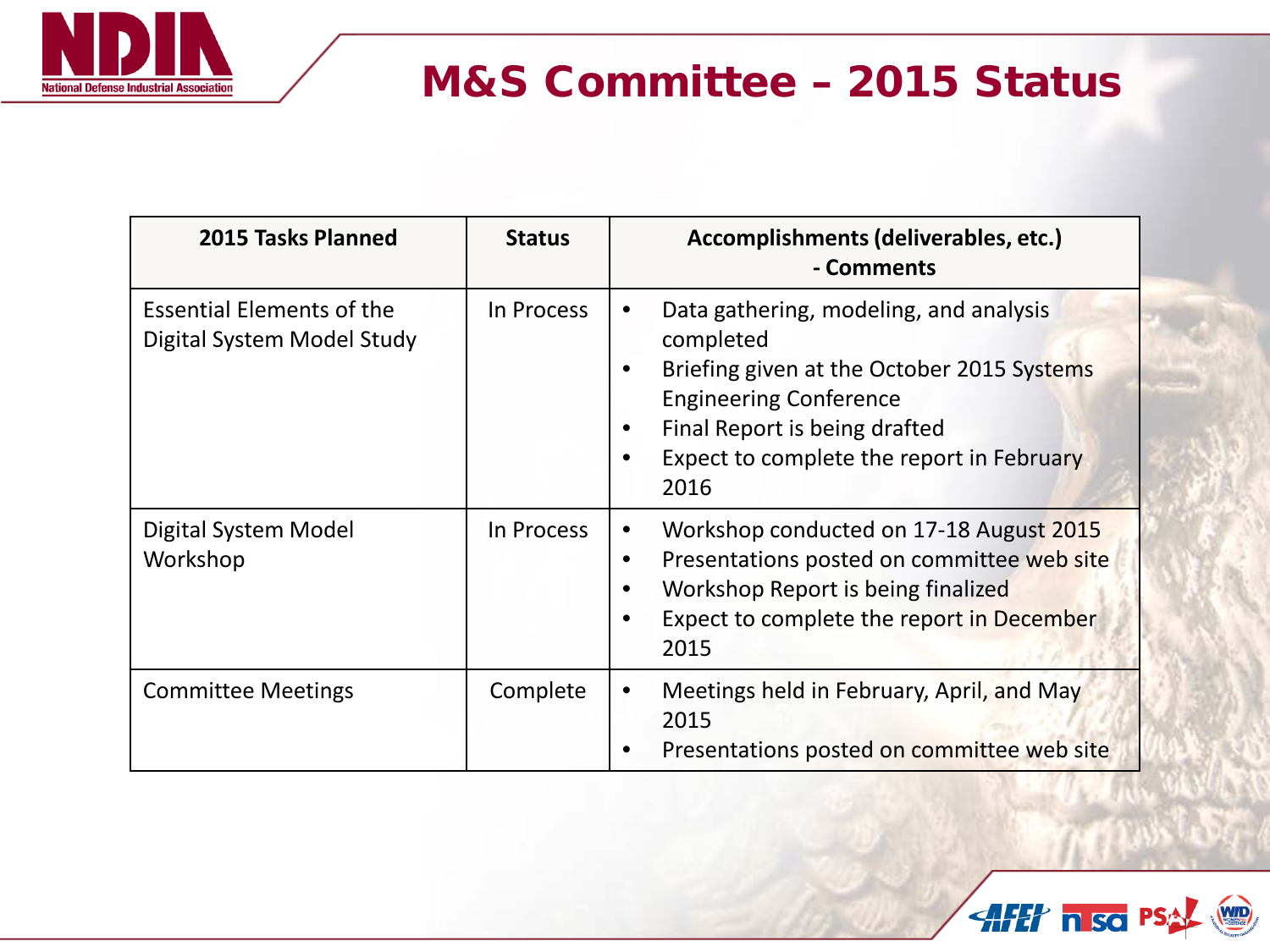# M&S Committee – 2015 Status

| 2015 Tasks Planned | Status | Accomplishments (deliverables, etc.) - Comments |
|---|---|---|
| Essential Elements of the Digital System Model Study | In Process | • Data gathering, modeling, and analysis completed<br>• Briefing given at the October 2015 Systems Engineering Conference<br>• Final Report is being drafted<br>• Expect to complete the report in February 2016 |
| Digital System Model Workshop | In Process | • Workshop conducted on 17-18 August 2015<br>• Presentations posted on committee web site<br>• Workshop Report is being finalized<br>• Expect to complete the report in December 2015 |
| Committee Meetings | Complete | • Meetings held in February, April, and May 2015<br>• Presentations posted on committee web site |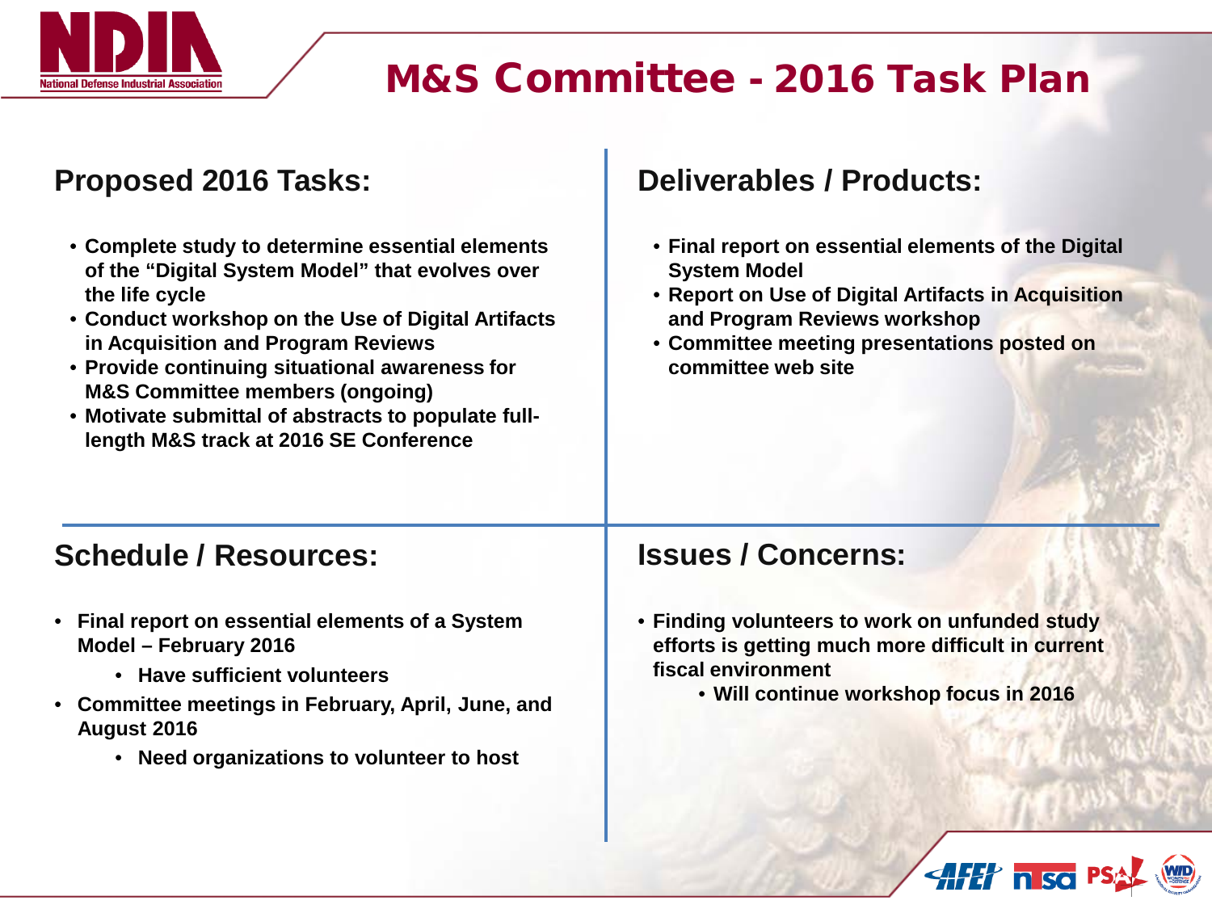# M&S Committee - 2016 Task Plan

## Proposed 2016 Tasks:

- Complete study to determine essential elements of the "Digital System Model" that evolves over the life cycle
- Conduct workshop on the Use of Digital Artifacts in Acquisition and Program Reviews
- Provide continuing situational awareness for M&S Committee members (ongoing)
- Motivate submittal of abstracts to populate full-length M&S track at 2016 SE Conference

## Deliverables / Products:

- Final report on essential elements of the Digital System Model
- Report on Use of Digital Artifacts in Acquisition and Program Reviews workshop
- Committee meeting presentations posted on committee web site

## Schedule / Resources:

- Final report on essential elements of a System Model – February 2016
  - Have sufficient volunteers
- Committee meetings in February, April, June, and August 2016
  - Need organizations to volunteer to host

## Issues / Concerns:

- Finding volunteers to work on unfunded study efforts is getting much more difficult in current fiscal environment
  - Will continue workshop focus in 2016